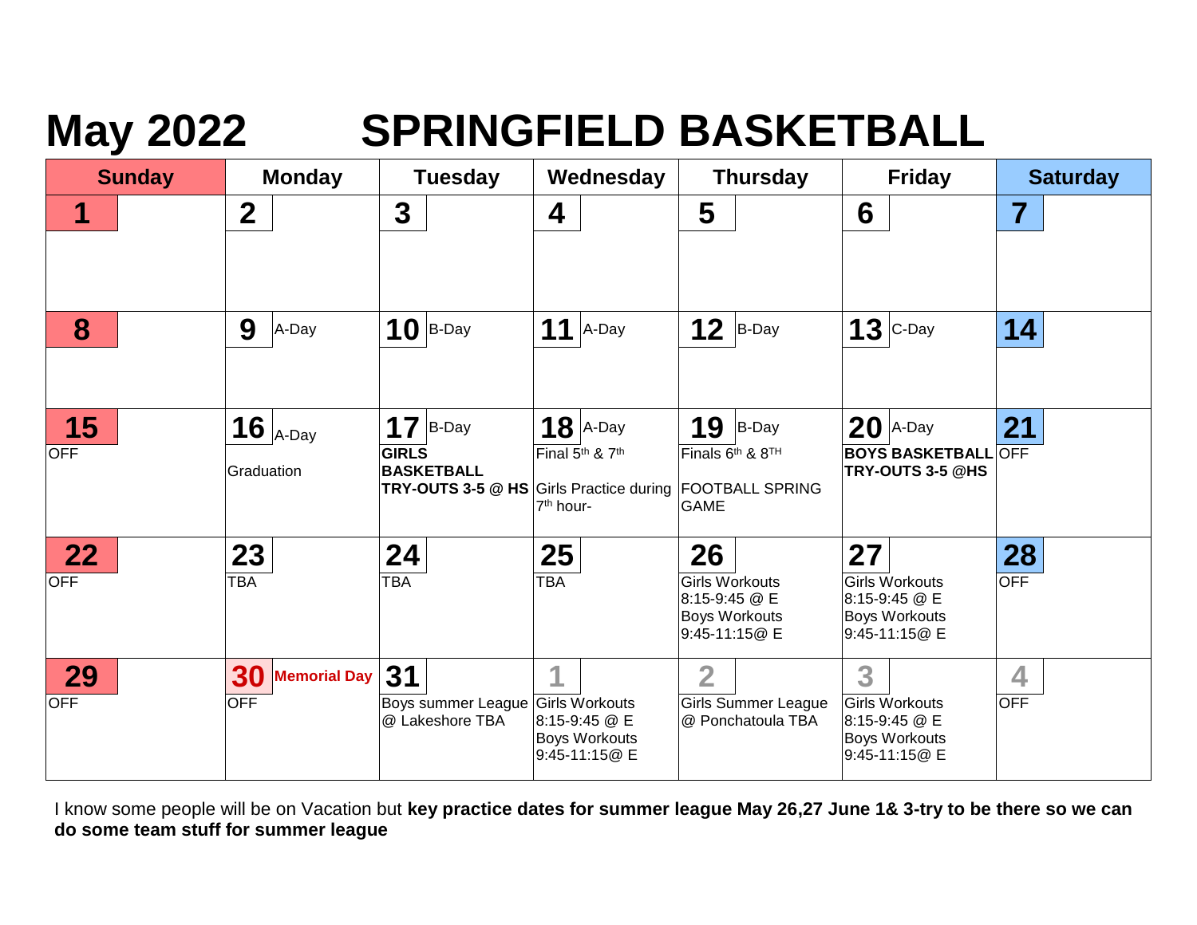# May 2022 SPRINGFIELD BASKETBALL

| Sunday | Monday | Tuesday | Wednesday | Thursday | Friday | Saturday |
|---|---|---|---|---|---|---|
| 1 | 2 | 3 | 4 | 5 | 6 | 7 |
| 8 | 9 A-Day | 10 B-Day | 11 A-Day | 12 B-Day | 13 C-Day | 14 |
| 15 OFF | 16 A-Day Graduation | 17 B-Day **GIRLS BASKETBALL TRY-OUTS 3-5 @ HS** | 18 A-Day Final 5th & 7th Girls Practice during 7th hour- | 19 B-Day Finals 6th & 8TH FOOTBALL SPRING GAME | 20 A-Day **BOYS BASKETBALL TRY-OUTS 3-5 @HS** | 21 OFF |
| 22 OFF | 23 TBA | 24 TBA | 25 TBA | 26 Girls Workouts 8:15-9:45 @ E Boys Workouts 9:45-11:15@ E | 27 Girls Workouts 8:15-9:45 @ E Boys Workouts 9:45-11:15@ E | 28 OFF |
| 29 OFF | 30 Memorial Day OFF | 31 Boys summer League @ Lakeshore TBA | 1 Girls Workouts 8:15-9:45 @ E Boys Workouts 9:45-11:15@ E | 2 Girls Summer League @ Ponchatoula TBA | 3 Girls Workouts 8:15-9:45 @ E Boys Workouts 9:45-11:15@ E | 4 OFF |

I know some people will be on Vacation but **key practice dates for summer league May 26,27 June 1& 3-try to be there so we can do some team stuff for summer league**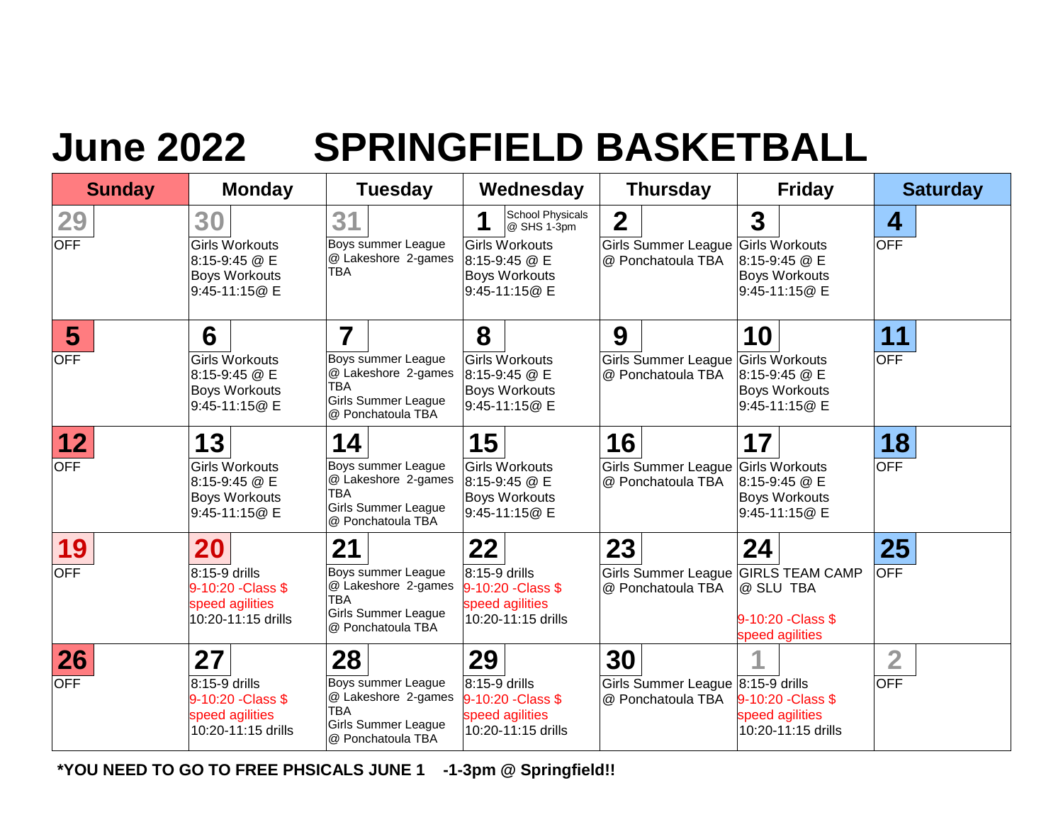# June 2022 SPRINGFIELD BASKETBALL

| Sunday | Monday | Tuesday | Wednesday | Thursday | Friday | Saturday |
|---|---|---|---|---|---|---|
| **29**<br>OFF | **30**<br>Girls Workouts<br>8:15-9:45 @ E<br>Boys Workouts<br>9:45-11:15@ E | **31**<br>Boys summer League @ Lakeshore 2-games TBA | **1** School Physicals @ SHS 1-3pm<br>Girls Workouts<br>8:15-9:45 @ E<br>Boys Workouts<br>9:45-11:15@ E | **2**<br>Girls Summer League @ Ponchatoula TBA | **3**<br>Girls Workouts<br>8:15-9:45 @ E<br>Boys Workouts<br>9:45-11:15@ E | **4**<br>OFF |
| **5**<br>OFF | **6**<br>Girls Workouts<br>8:15-9:45 @ E<br>Boys Workouts<br>9:45-11:15@ E | **7**<br>Boys summer League @ Lakeshore 2-games TBA<br>Girls Summer League @ Ponchatoula TBA | **8**<br>Girls Workouts<br>8:15-9:45 @ E<br>Boys Workouts<br>9:45-11:15@ E | **9**<br>Girls Summer League @ Ponchatoula TBA | **10**<br>Girls Workouts<br>8:15-9:45 @ E<br>Boys Workouts<br>9:45-11:15@ E | **11**<br>OFF |
| **12**<br>OFF | **13**<br>Girls Workouts<br>8:15-9:45 @ E<br>Boys Workouts<br>9:45-11:15@ E | **14**<br>Boys summer League @ Lakeshore 2-games TBA<br>Girls Summer League @ Ponchatoula TBA | **15**<br>Girls Workouts<br>8:15-9:45 @ E<br>Boys Workouts<br>9:45-11:15@ E | **16**<br>Girls Summer League @ Ponchatoula TBA | **17**<br>Girls Workouts<br>8:15-9:45 @ E<br>Boys Workouts<br>9:45-11:15@ E | **18**<br>OFF |
| **19**<br>OFF | **20**<br>8:15-9 drills<br>9-10:20 -Class $ speed agilities<br>10:20-11:15 drills | **21**<br>Boys summer League @ Lakeshore 2-games TBA<br>Girls Summer League @ Ponchatoula TBA | **22**<br>8:15-9 drills<br>9-10:20 -Class $ speed agilities<br>10:20-11:15 drills | **23**<br>Girls Summer League @ Ponchatoula TBA | **24**<br>GIRLS TEAM CAMP @ SLU TBA<br>9-10:20 -Class $ speed agilities | **25**<br>OFF |
| **26**<br>OFF | **27**<br>8:15-9 drills<br>9-10:20 -Class $ speed agilities<br>10:20-11:15 drills | **28**<br>Boys summer League @ Lakeshore 2-games TBA<br>Girls Summer League @ Ponchatoula TBA | **29**<br>8:15-9 drills<br>9-10:20 -Class $ speed agilities<br>10:20-11:15 drills | **30**<br>Girls Summer League @ Ponchatoula TBA | **1**<br>8:15-9 drills<br>9-10:20 -Class $ speed agilities<br>10:20-11:15 drills | **2**<br>OFF |

**\*YOU NEED TO GO TO FREE PHSICALS JUNE 1 -1-3pm @ Springfield!!**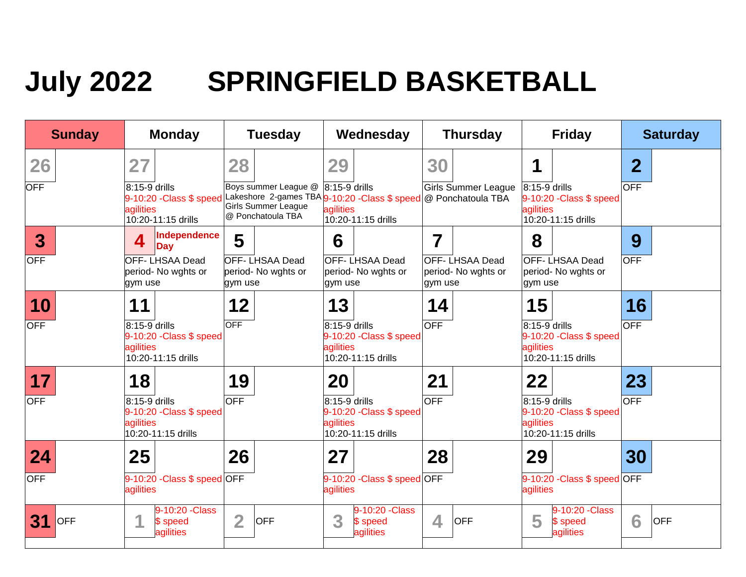# July 2022 SPRINGFIELD BASKETBALL

| Sunday | Monday | Tuesday | Wednesday | Thursday | Friday | Saturday |
|---|---|---|---|---|---|---|
| 26 OFF | 27 8:15-9 drills 9-10:20 -Class $ speed agilities 10:20-11:15 drills | 28 Boys summer League @ Lakeshore 2-games TBA Girls Summer League @ Ponchatoula TBA | 29 8:15-9 drills 9-10:20 -Class $ speed agilities 10:20-11:15 drills | 30 Girls Summer League @ Ponchatoula TBA | 1 8:15-9 drills 9-10:20 -Class $ speed agilities 10:20-11:15 drills | 2 OFF |
| 3 OFF | 4 Independence Day OFF- LHSAA Dead period- No wghts or gym use | 5 OFF- LHSAA Dead period- No wghts or gym use | 6 OFF- LHSAA Dead period- No wghts or gym use | 7 OFF- LHSAA Dead period- No wghts or gym use | 8 OFF- LHSAA Dead period- No wghts or gym use | 9 OFF |
| 10 OFF | 11 8:15-9 drills 9-10:20 -Class $ speed agilities 10:20-11:15 drills | 12 OFF | 13 8:15-9 drills 9-10:20 -Class $ speed agilities 10:20-11:15 drills | 14 OFF | 15 8:15-9 drills 9-10:20 -Class $ speed agilities 10:20-11:15 drills | 16 OFF |
| 17 OFF | 18 8:15-9 drills 9-10:20 -Class $ speed agilities 10:20-11:15 drills | 19 OFF | 20 8:15-9 drills 9-10:20 -Class $ speed agilities 10:20-11:15 drills | 21 OFF | 22 8:15-9 drills 9-10:20 -Class $ speed agilities 10:20-11:15 drills | 23 OFF |
| 24 OFF | 25 9-10:20 -Class $ speed agilities | 26 OFF | 27 9-10:20 -Class $ speed agilities | 28 OFF | 29 9-10:20 -Class $ speed agilities | 30 OFF |
| 31 OFF | 1 9-10:20 -Class $ speed agilities | 2 OFF | 3 9-10:20 -Class $ speed agilities | 4 OFF | 5 9-10:20 -Class $ speed agilities | 6 OFF |